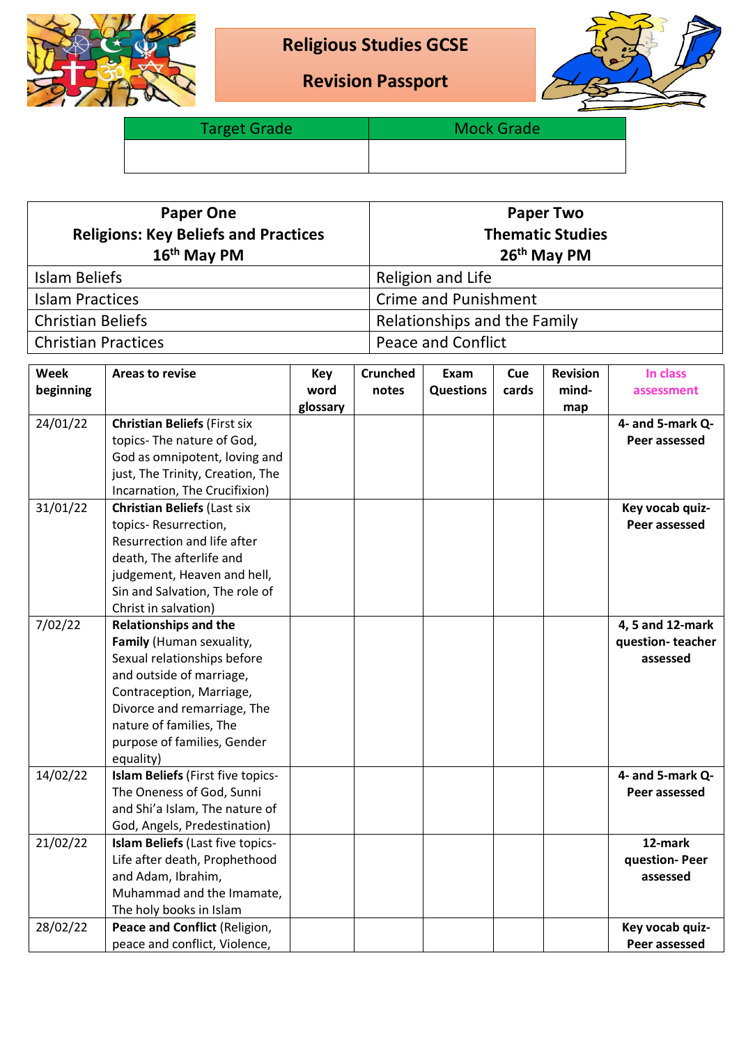# Religious Studies GCSE

## Revision Passport

| Target Grade | Mock Grade |
|---|---|
| | |

| Paper One<br>Religions: Key Beliefs and Practices<br>16th May PM | Paper Two<br>Thematic Studies<br>26th May PM |
|---|---|
| Islam Beliefs | Religion and Life |
| Islam Practices | Crime and Punishment |
| Christian Beliefs | Relationships and the Family |
| Christian Practices | Peace and Conflict |

| Week beginning | Areas to revise | Key word glossary | Crunched notes | Exam Questions | Cue cards | Revision mind-map | In class assessment |
|---|---|---|---|---|---|---|---|
| 24/01/22 | **Christian Beliefs** (First six topics- The nature of God, God as omnipotent, loving and just, The Trinity, Creation, The Incarnation, The Crucifixion) | | | | | | **4- and 5-mark Q- Peer assessed** |
| 31/01/22 | **Christian Beliefs** (Last six topics- Resurrection, Resurrection and life after death, The afterlife and judgement, Heaven and hell, Sin and Salvation, The role of Christ in salvation) | | | | | | **Key vocab quiz- Peer assessed** |
| 7/02/22 | **Relationships and the Family** (Human sexuality, Sexual relationships before and outside of marriage, Contraception, Marriage, Divorce and remarriage, The nature of families, The purpose of families, Gender equality) | | | | | | **4, 5 and 12-mark question- teacher assessed** |
| 14/02/22 | **Islam Beliefs** (First five topics- The Oneness of God, Sunni and Shi'a Islam, The nature of God, Angels, Predestination) | | | | | | **4- and 5-mark Q- Peer assessed** |
| 21/02/22 | **Islam Beliefs** (Last five topics- Life after death, Prophethood and Adam, Ibrahim, Muhammad and the Imamate, The holy books in Islam | | | | | | **12-mark question- Peer assessed** |
| 28/02/22 | **Peace and Conflict** (Religion, peace and conflict, Violence, | | | | | | **Key vocab quiz- Peer assessed** |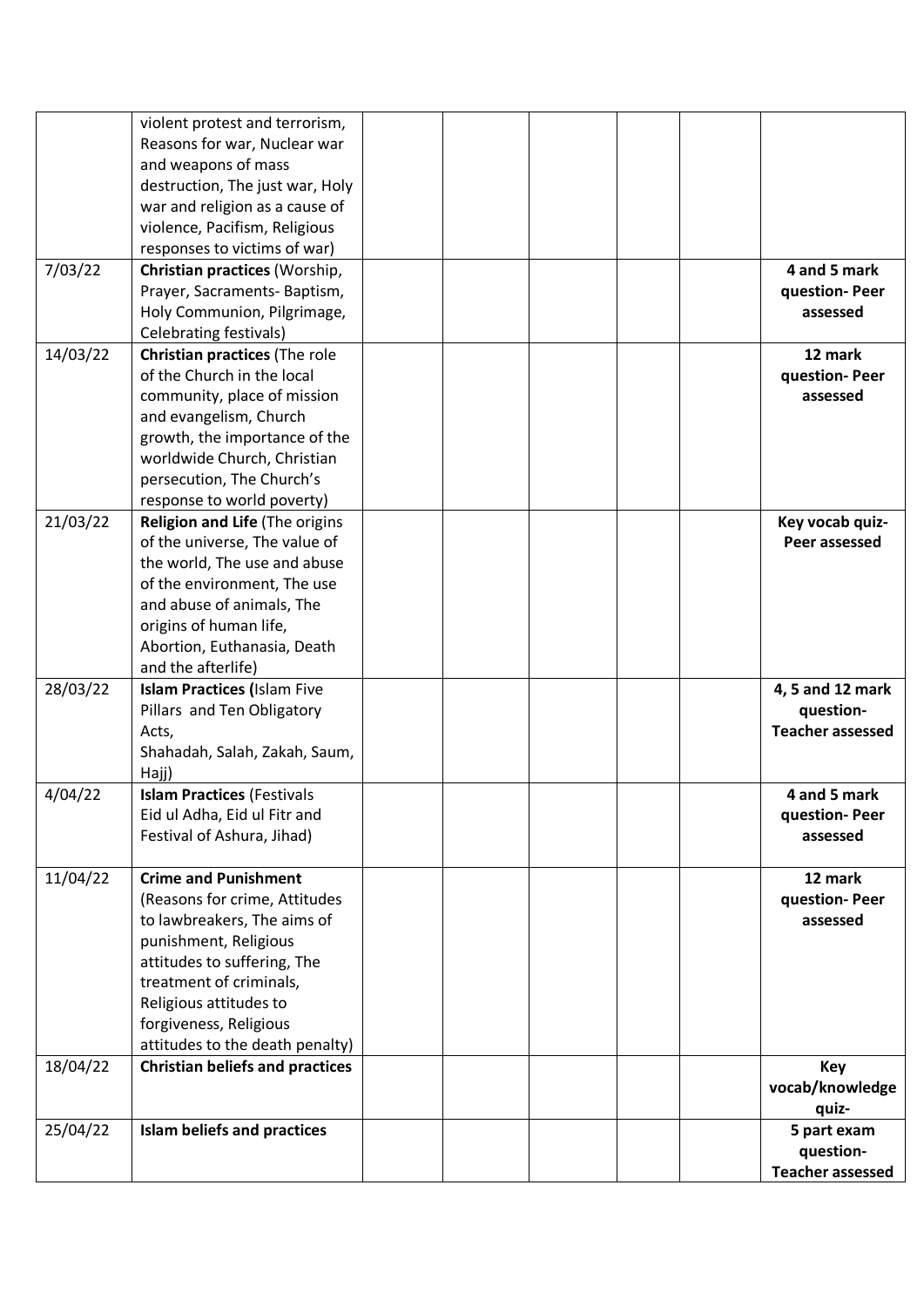| | | | | | | | |
|---|---|---|---|---|---|---|---|
| | violent protest and terrorism, Reasons for war, Nuclear war and weapons of mass destruction, The just war, Holy war and religion as a cause of violence, Pacifism, Religious responses to victims of war) | | | | | | |
| 7/03/22 | **Christian practices** (Worship, Prayer, Sacraments- Baptism, Holy Communion, Pilgrimage, Celebrating festivals) | | | | | | **4 and 5 mark question- Peer assessed** |
| 14/03/22 | **Christian practices** (The role of the Church in the local community, place of mission and evangelism, Church growth, the importance of the worldwide Church, Christian persecution, The Church's response to world poverty) | | | | | | **12 mark question- Peer assessed** |
| 21/03/22 | **Religion and Life** (The origins of the universe, The value of the world, The use and abuse of the environment, The use and abuse of animals, The origins of human life, Abortion, Euthanasia, Death and the afterlife) | | | | | | **Key vocab quiz- Peer assessed** |
| 28/03/22 | **Islam Practices (**Islam Five Pillars and Ten Obligatory Acts, Shahadah, Salah, Zakah, Saum, Hajj) | | | | | | **4, 5 and 12 mark question- Teacher assessed** |
| 4/04/22 | **Islam Practices** (Festivals Eid ul Adha, Eid ul Fitr and Festival of Ashura, Jihad) | | | | | | **4 and 5 mark question- Peer assessed** |
| 11/04/22 | **Crime and Punishment** (Reasons for crime, Attitudes to lawbreakers, The aims of punishment, Religious attitudes to suffering, The treatment of criminals, Religious attitudes to forgiveness, Religious attitudes to the death penalty) | | | | | | **12 mark question- Peer assessed** |
| 18/04/22 | **Christian beliefs and practices** | | | | | | **Key vocab/knowledge quiz-** |
| 25/04/22 | **Islam beliefs and practices** | | | | | | **5 part exam question- Teacher assessed** |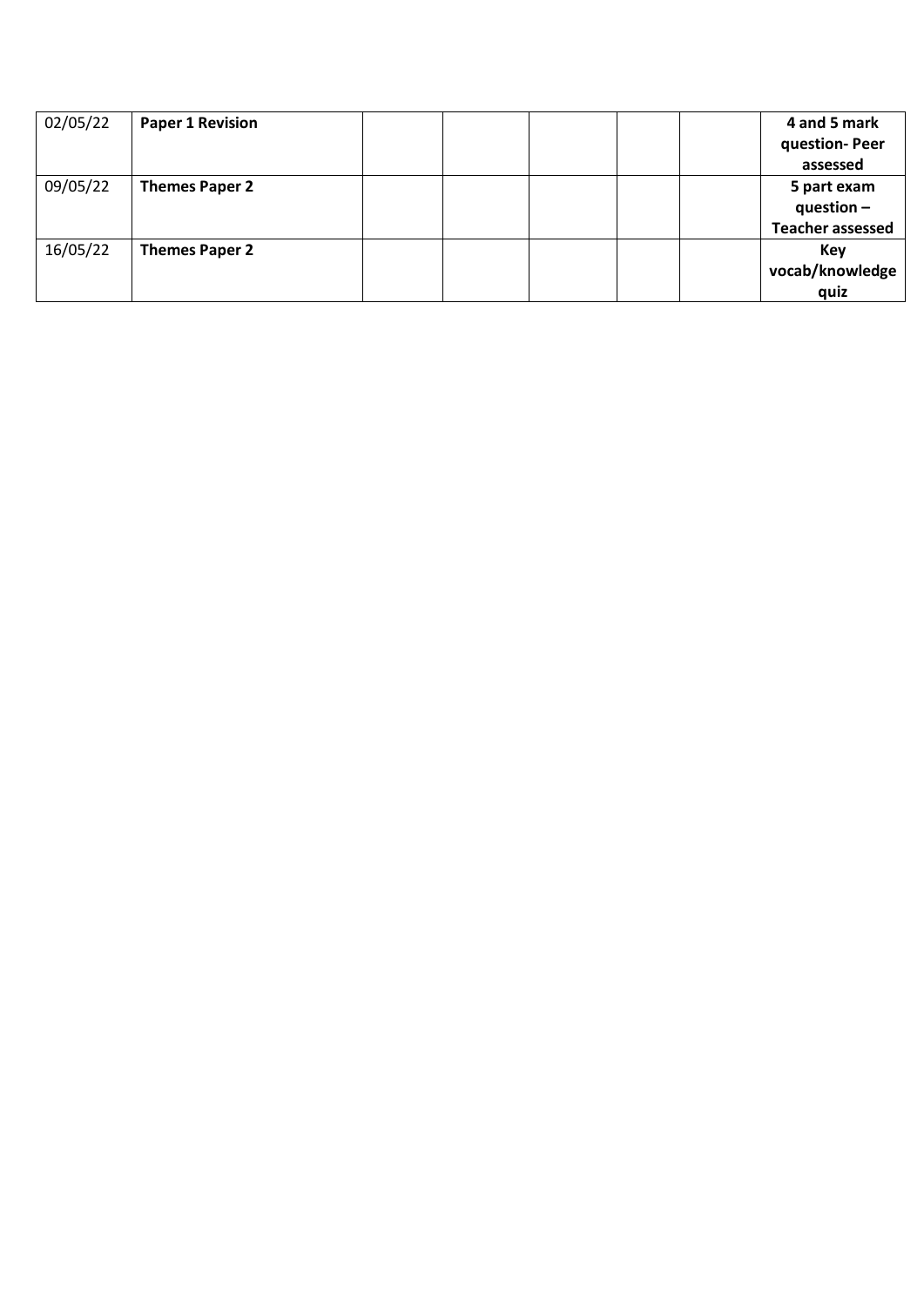| | | | | | | | |
|---|---|---|---|---|---|---|---|
| 02/05/22 | **Paper 1 Revision** | | | | | | **4 and 5 mark question- Peer assessed** |
| 09/05/22 | **Themes Paper 2** | | | | | | **5 part exam question – Teacher assessed** |
| 16/05/22 | **Themes Paper 2** | | | | | | **Key vocab/knowledge quiz** |